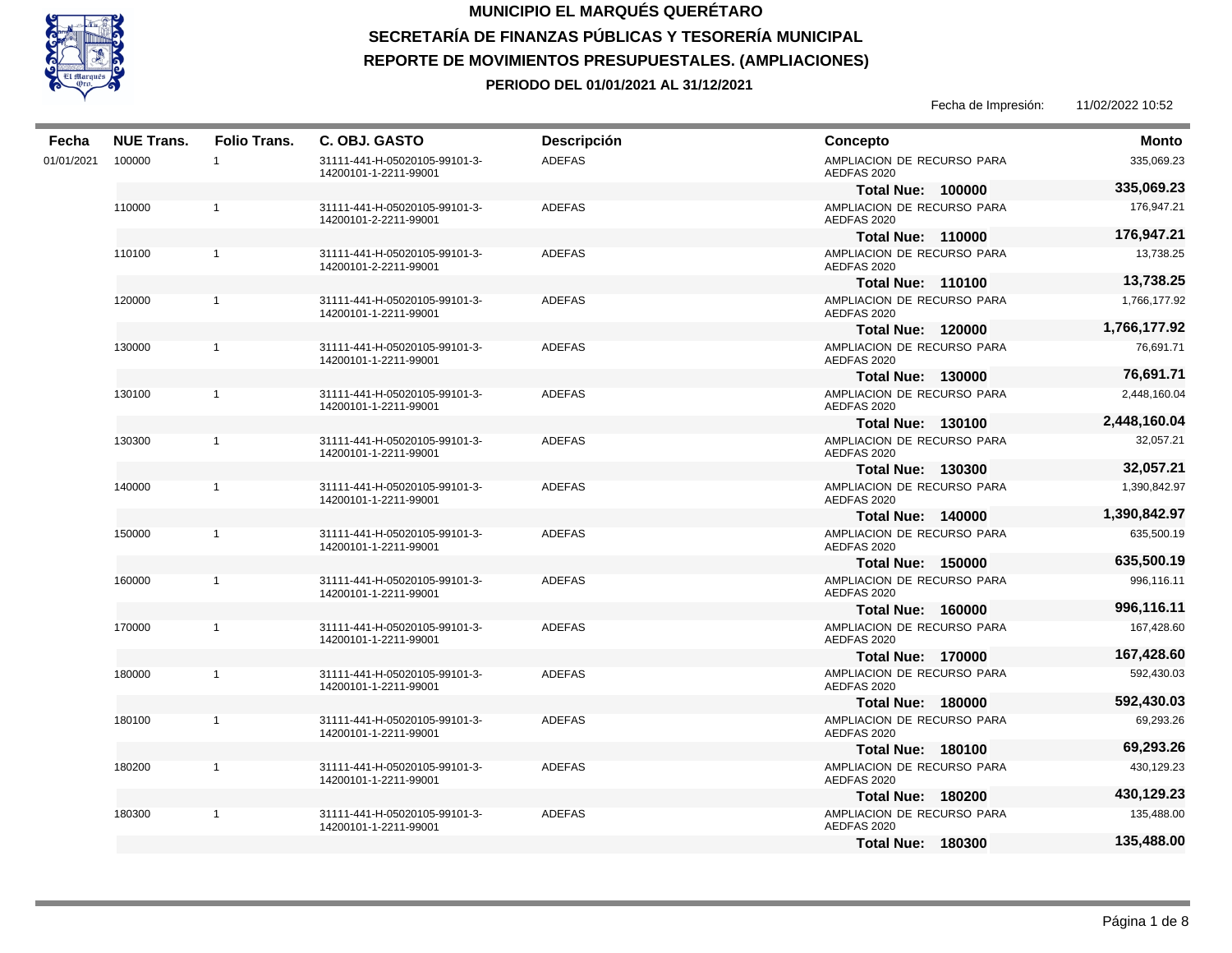# MUNICIPIO EL MARQUÉS QUERÉTARO

## SECRETARÍA DE FINANZAS PÚBLICAS Y TESORERÍA MUNICIPAL

## REPORTE DE MOVIMIENTOS PRESUPUESTALES. (AMPLIACIONES)

### PERIODO DEL 01/01/2021 AL 31/12/2021

Fecha de Impresión: 11/02/2022 10:52

| Fecha | NUE Trans. | Folio Trans. | C. OBJ. GASTO | Descripción | Concepto | Monto |
|---|---|---|---|---|---|---|
| 01/01/2021 | 100000 | 1 | 31111-441-H-05020105-99101-3-14200101-1-2211-99001 | ADEFAS | AMPLIACION DE RECURSO PARA AEDFAS 2020 | 335,069.23 |
| | | | | | **Total Nue: 100000** | **335,069.23** |
| | 110000 | 1 | 31111-441-H-05020105-99101-3-14200101-2-2211-99001 | ADEFAS | AMPLIACION DE RECURSO PARA AEDFAS 2020 | 176,947.21 |
| | | | | | **Total Nue: 110000** | **176,947.21** |
| | 110100 | 1 | 31111-441-H-05020105-99101-3-14200101-2-2211-99001 | ADEFAS | AMPLIACION DE RECURSO PARA AEDFAS 2020 | 13,738.25 |
| | | | | | **Total Nue: 110100** | **13,738.25** |
| | 120000 | 1 | 31111-441-H-05020105-99101-3-14200101-1-2211-99001 | ADEFAS | AMPLIACION DE RECURSO PARA AEDFAS 2020 | 1,766,177.92 |
| | | | | | **Total Nue: 120000** | **1,766,177.92** |
| | 130000 | 1 | 31111-441-H-05020105-99101-3-14200101-1-2211-99001 | ADEFAS | AMPLIACION DE RECURSO PARA AEDFAS 2020 | 76,691.71 |
| | | | | | **Total Nue: 130000** | **76,691.71** |
| | 130100 | 1 | 31111-441-H-05020105-99101-3-14200101-1-2211-99001 | ADEFAS | AMPLIACION DE RECURSO PARA AEDFAS 2020 | 2,448,160.04 |
| | | | | | **Total Nue: 130100** | **2,448,160.04** |
| | 130300 | 1 | 31111-441-H-05020105-99101-3-14200101-1-2211-99001 | ADEFAS | AMPLIACION DE RECURSO PARA AEDFAS 2020 | 32,057.21 |
| | | | | | **Total Nue: 130300** | **32,057.21** |
| | 140000 | 1 | 31111-441-H-05020105-99101-3-14200101-1-2211-99001 | ADEFAS | AMPLIACION DE RECURSO PARA AEDFAS 2020 | 1,390,842.97 |
| | | | | | **Total Nue: 140000** | **1,390,842.97** |
| | 150000 | 1 | 31111-441-H-05020105-99101-3-14200101-1-2211-99001 | ADEFAS | AMPLIACION DE RECURSO PARA AEDFAS 2020 | 635,500.19 |
| | | | | | **Total Nue: 150000** | **635,500.19** |
| | 160000 | 1 | 31111-441-H-05020105-99101-3-14200101-1-2211-99001 | ADEFAS | AMPLIACION DE RECURSO PARA AEDFAS 2020 | 996,116.11 |
| | | | | | **Total Nue: 160000** | **996,116.11** |
| | 170000 | 1 | 31111-441-H-05020105-99101-3-14200101-1-2211-99001 | ADEFAS | AMPLIACION DE RECURSO PARA AEDFAS 2020 | 167,428.60 |
| | | | | | **Total Nue: 170000** | **167,428.60** |
| | 180000 | 1 | 31111-441-H-05020105-99101-3-14200101-1-2211-99001 | ADEFAS | AMPLIACION DE RECURSO PARA AEDFAS 2020 | 592,430.03 |
| | | | | | **Total Nue: 180000** | **592,430.03** |
| | 180100 | 1 | 31111-441-H-05020105-99101-3-14200101-1-2211-99001 | ADEFAS | AMPLIACION DE RECURSO PARA AEDFAS 2020 | 69,293.26 |
| | | | | | **Total Nue: 180100** | **69,293.26** |
| | 180200 | 1 | 31111-441-H-05020105-99101-3-14200101-1-2211-99001 | ADEFAS | AMPLIACION DE RECURSO PARA AEDFAS 2020 | 430,129.23 |
| | | | | | **Total Nue: 180200** | **430,129.23** |
| | 180300 | 1 | 31111-441-H-05020105-99101-3-14200101-1-2211-99001 | ADEFAS | AMPLIACION DE RECURSO PARA AEDFAS 2020 | 135,488.00 |
| | | | | | **Total Nue: 180300** | **135,488.00** |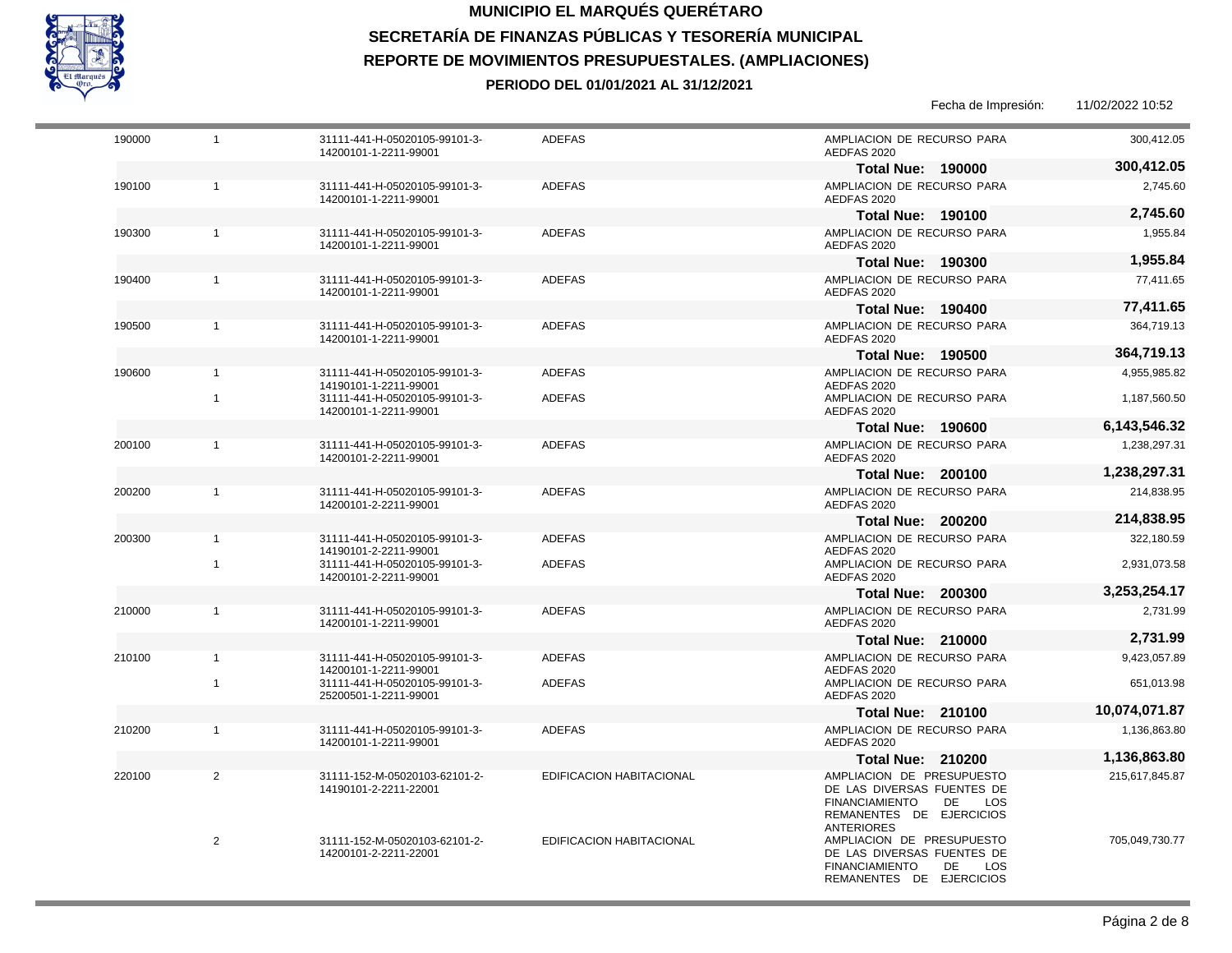# MUNICIPIO EL MARQUÉS QUERÉTARO

## SECRETARÍA DE FINANZAS PÚBLICAS Y TESORERÍA MUNICIPAL

## REPORTE DE MOVIMIENTOS PRESUPUESTALES. (AMPLIACIONES)

### PERIODO DEL 01/01/2021 AL 31/12/2021

Fecha de Impresión: 11/02/2022 10:52

| | | | | | |
|---|---|---|---|---|---|
| 190000 | 1 | 31111-441-H-05020105-99101-3-14200101-1-2211-99001 | ADEFAS | AMPLIACION DE RECURSO PARA AEDFAS 2020 | 300,412.05 |
| | | | | **Total Nue: 190000** | **300,412.05** |
| 190100 | 1 | 31111-441-H-05020105-99101-3-14200101-1-2211-99001 | ADEFAS | AMPLIACION DE RECURSO PARA AEDFAS 2020 | 2,745.60 |
| | | | | **Total Nue: 190100** | **2,745.60** |
| 190300 | 1 | 31111-441-H-05020105-99101-3-14200101-1-2211-99001 | ADEFAS | AMPLIACION DE RECURSO PARA AEDFAS 2020 | 1,955.84 |
| | | | | **Total Nue: 190300** | **1,955.84** |
| 190400 | 1 | 31111-441-H-05020105-99101-3-14200101-1-2211-99001 | ADEFAS | AMPLIACION DE RECURSO PARA AEDFAS 2020 | 77,411.65 |
| | | | | **Total Nue: 190400** | **77,411.65** |
| 190500 | 1 | 31111-441-H-05020105-99101-3-14200101-1-2211-99001 | ADEFAS | AMPLIACION DE RECURSO PARA AEDFAS 2020 | 364,719.13 |
| | | | | **Total Nue: 190500** | **364,719.13** |
| 190600 | 1 | 31111-441-H-05020105-99101-3-14190101-1-2211-99001 | ADEFAS | AMPLIACION DE RECURSO PARA AEDFAS 2020 | 4,955,985.82 |
| | 1 | 31111-441-H-05020105-99101-3-14200101-1-2211-99001 | ADEFAS | AMPLIACION DE RECURSO PARA AEDFAS 2020 | 1,187,560.50 |
| | | | | **Total Nue: 190600** | **6,143,546.32** |
| 200100 | 1 | 31111-441-H-05020105-99101-3-14200101-2-2211-99001 | ADEFAS | AMPLIACION DE RECURSO PARA AEDFAS 2020 | 1,238,297.31 |
| | | | | **Total Nue: 200100** | **1,238,297.31** |
| 200200 | 1 | 31111-441-H-05020105-99101-3-14200101-2-2211-99001 | ADEFAS | AMPLIACION DE RECURSO PARA AEDFAS 2020 | 214,838.95 |
| | | | | **Total Nue: 200200** | **214,838.95** |
| 200300 | 1 | 31111-441-H-05020105-99101-3-14190101-2-2211-99001 | ADEFAS | AMPLIACION DE RECURSO PARA AEDFAS 2020 | 322,180.59 |
| | 1 | 31111-441-H-05020105-99101-3-14200101-2-2211-99001 | ADEFAS | AMPLIACION DE RECURSO PARA AEDFAS 2020 | 2,931,073.58 |
| | | | | **Total Nue: 200300** | **3,253,254.17** |
| 210000 | 1 | 31111-441-H-05020105-99101-3-14200101-1-2211-99001 | ADEFAS | AMPLIACION DE RECURSO PARA AEDFAS 2020 | 2,731.99 |
| | | | | **Total Nue: 210000** | **2,731.99** |
| 210100 | 1 | 31111-441-H-05020105-99101-3-14200101-1-2211-99001 | ADEFAS | AMPLIACION DE RECURSO PARA AEDFAS 2020 | 9,423,057.89 |
| | 1 | 31111-441-H-05020105-99101-3-25200501-1-2211-99001 | ADEFAS | AMPLIACION DE RECURSO PARA AEDFAS 2020 | 651,013.98 |
| | | | | **Total Nue: 210100** | **10,074,071.87** |
| 210200 | 1 | 31111-441-H-05020105-99101-3-14200101-1-2211-99001 | ADEFAS | AMPLIACION DE RECURSO PARA AEDFAS 2020 | 1,136,863.80 |
| | | | | **Total Nue: 210200** | **1,136,863.80** |
| 220100 | 2 | 31111-152-M-05020103-62101-2-14190101-2-2211-22001 | EDIFICACION HABITACIONAL | AMPLIACION DE PRESUPUESTO DE LAS DIVERSAS FUENTES DE FINANCIAMIENTO DE LOS REMANENTES DE EJERCICIOS ANTERIORES | 215,617,845.87 |
| | 2 | 31111-152-M-05020103-62101-2-14200101-2-2211-22001 | EDIFICACION HABITACIONAL | AMPLIACION DE PRESUPUESTO DE LAS DIVERSAS FUENTES DE FINANCIAMIENTO DE LOS REMANENTES DE EJERCICIOS | 705,049,730.77 |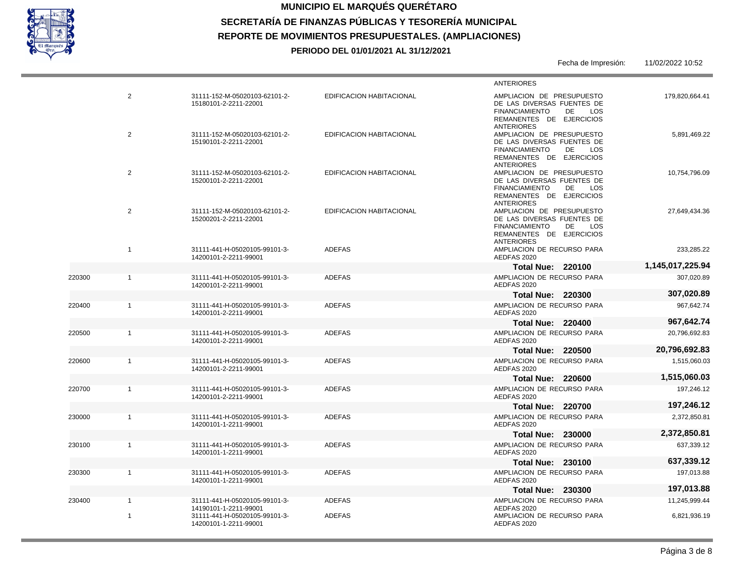# MUNICIPIO EL MARQUÉS QUERÉTARO

## SECRETARÍA DE FINANZAS PÚBLICAS Y TESORERÍA MUNICIPAL

## REPORTE DE MOVIMIENTOS PRESUPUESTALES. (AMPLIACIONES)

**PERIODO DEL 01/01/2021 AL 31/12/2021**

Fecha de Impresión: 11/02/2022 10:52

| | | | | | |
|---|---|---|---|---|---|
| | | | | ANTERIORES | |
| | 2 | 31111-152-M-05020103-62101-2-15180101-2-2211-22001 | EDIFICACION HABITACIONAL | AMPLIACION DE PRESUPUESTO DE LAS DIVERSAS FUENTES DE FINANCIAMIENTO DE LOS REMANENTES DE EJERCICIOS ANTERIORES | 179,820,664.41 |
| | 2 | 31111-152-M-05020103-62101-2-15190101-2-2211-22001 | EDIFICACION HABITACIONAL | AMPLIACION DE PRESUPUESTO DE LAS DIVERSAS FUENTES DE FINANCIAMIENTO DE LOS REMANENTES DE EJERCICIOS ANTERIORES | 5,891,469.22 |
| | 2 | 31111-152-M-05020103-62101-2-15200101-2-2211-22001 | EDIFICACION HABITACIONAL | AMPLIACION DE PRESUPUESTO DE LAS DIVERSAS FUENTES DE FINANCIAMIENTO DE LOS REMANENTES DE EJERCICIOS ANTERIORES | 10,754,796.09 |
| | 2 | 31111-152-M-05020103-62101-2-15200201-2-2211-22001 | EDIFICACION HABITACIONAL | AMPLIACION DE PRESUPUESTO DE LAS DIVERSAS FUENTES DE FINANCIAMIENTO DE LOS REMANENTES DE EJERCICIOS ANTERIORES | 27,649,434.36 |
| | 1 | 31111-441-H-05020105-99101-3-14200101-2-2211-99001 | ADEFAS | AMPLIACION DE RECURSO PARA AEDFAS 2020 | 233,285.22 |
| | | | | **Total Nue: 220100** | **1,145,017,225.94** |
| 220300 | 1 | 31111-441-H-05020105-99101-3-14200101-2-2211-99001 | ADEFAS | AMPLIACION DE RECURSO PARA AEDFAS 2020 | 307,020.89 |
| | | | | **Total Nue: 220300** | **307,020.89** |
| 220400 | 1 | 31111-441-H-05020105-99101-3-14200101-2-2211-99001 | ADEFAS | AMPLIACION DE RECURSO PARA AEDFAS 2020 | 967,642.74 |
| | | | | **Total Nue: 220400** | **967,642.74** |
| 220500 | 1 | 31111-441-H-05020105-99101-3-14200101-2-2211-99001 | ADEFAS | AMPLIACION DE RECURSO PARA AEDFAS 2020 | 20,796,692.83 |
| | | | | **Total Nue: 220500** | **20,796,692.83** |
| 220600 | 1 | 31111-441-H-05020105-99101-3-14200101-2-2211-99001 | ADEFAS | AMPLIACION DE RECURSO PARA AEDFAS 2020 | 1,515,060.03 |
| | | | | **Total Nue: 220600** | **1,515,060.03** |
| 220700 | 1 | 31111-441-H-05020105-99101-3-14200101-2-2211-99001 | ADEFAS | AMPLIACION DE RECURSO PARA AEDFAS 2020 | 197,246.12 |
| | | | | **Total Nue: 220700** | **197,246.12** |
| 230000 | 1 | 31111-441-H-05020105-99101-3-14200101-1-2211-99001 | ADEFAS | AMPLIACION DE RECURSO PARA AEDFAS 2020 | 2,372,850.81 |
| | | | | **Total Nue: 230000** | **2,372,850.81** |
| 230100 | 1 | 31111-441-H-05020105-99101-3-14200101-1-2211-99001 | ADEFAS | AMPLIACION DE RECURSO PARA AEDFAS 2020 | 637,339.12 |
| | | | | **Total Nue: 230100** | **637,339.12** |
| 230300 | 1 | 31111-441-H-05020105-99101-3-14200101-1-2211-99001 | ADEFAS | AMPLIACION DE RECURSO PARA AEDFAS 2020 | 197,013.88 |
| | | | | **Total Nue: 230300** | **197,013.88** |
| 230400 | 1 | 31111-441-H-05020105-99101-3-14190101-1-2211-99001 | ADEFAS | AMPLIACION DE RECURSO PARA AEDFAS 2020 | 11,245,999.44 |
| | 1 | 31111-441-H-05020105-99101-3-14200101-1-2211-99001 | ADEFAS | AMPLIACION DE RECURSO PARA AEDFAS 2020 | 6,821,936.19 |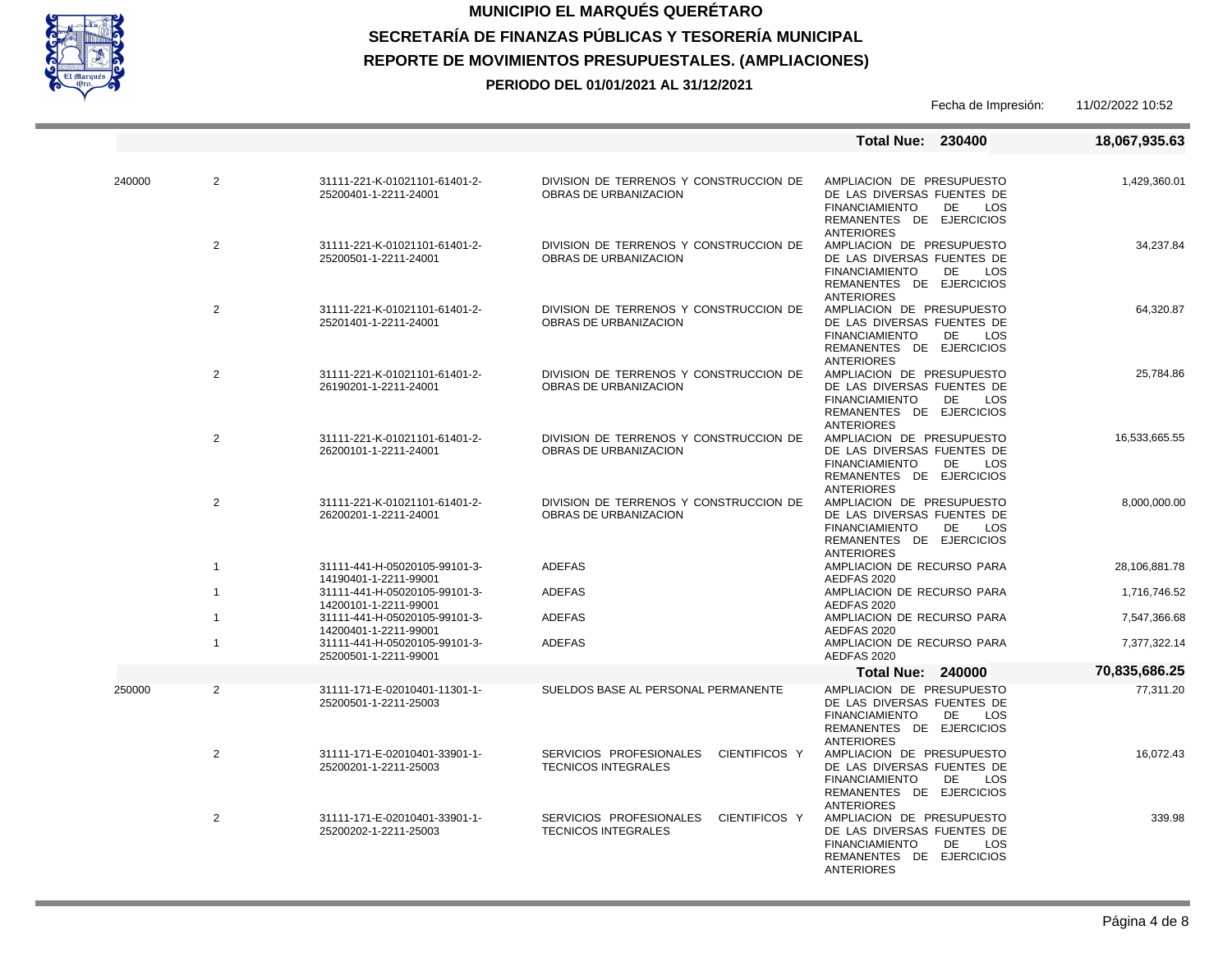# MUNICIPIO EL MARQUÉS QUERÉTARO

## SECRETARÍA DE FINANZAS PÚBLICAS Y TESORERÍA MUNICIPAL

## REPORTE DE MOVIMIENTOS PRESUPUESTALES. (AMPLIACIONES)

**PERIODO DEL 01/01/2021 AL 31/12/2021**

Fecha de Impresión: 11/02/2022 10:52

| | | | | | |
|---|---|---|---|---|---|
| | | | | **Total Nue: 230400** | **18,067,935.63** |
| 240000 | 2 | 31111-221-K-01021101-61401-2-25200401-1-2211-24001 | DIVISION DE TERRENOS Y CONSTRUCCION DE OBRAS DE URBANIZACION | AMPLIACION DE PRESUPUESTO DE LAS DIVERSAS FUENTES DE FINANCIAMIENTO DE LOS REMANENTES DE EJERCICIOS ANTERIORES | 1,429,360.01 |
| | 2 | 31111-221-K-01021101-61401-2-25200501-1-2211-24001 | DIVISION DE TERRENOS Y CONSTRUCCION DE OBRAS DE URBANIZACION | AMPLIACION DE PRESUPUESTO DE LAS DIVERSAS FUENTES DE FINANCIAMIENTO DE LOS REMANENTES DE EJERCICIOS ANTERIORES | 34,237.84 |
| | 2 | 31111-221-K-01021101-61401-2-25201401-1-2211-24001 | DIVISION DE TERRENOS Y CONSTRUCCION DE OBRAS DE URBANIZACION | AMPLIACION DE PRESUPUESTO DE LAS DIVERSAS FUENTES DE FINANCIAMIENTO DE LOS REMANENTES DE EJERCICIOS ANTERIORES | 64,320.87 |
| | 2 | 31111-221-K-01021101-61401-2-26190201-1-2211-24001 | DIVISION DE TERRENOS Y CONSTRUCCION DE OBRAS DE URBANIZACION | AMPLIACION DE PRESUPUESTO DE LAS DIVERSAS FUENTES DE FINANCIAMIENTO DE LOS REMANENTES DE EJERCICIOS ANTERIORES | 25,784.86 |
| | 2 | 31111-221-K-01021101-61401-2-26200101-1-2211-24001 | DIVISION DE TERRENOS Y CONSTRUCCION DE OBRAS DE URBANIZACION | AMPLIACION DE PRESUPUESTO DE LAS DIVERSAS FUENTES DE FINANCIAMIENTO DE LOS REMANENTES DE EJERCICIOS ANTERIORES | 16,533,665.55 |
| | 2 | 31111-221-K-01021101-61401-2-26200201-1-2211-24001 | DIVISION DE TERRENOS Y CONSTRUCCION DE OBRAS DE URBANIZACION | AMPLIACION DE PRESUPUESTO DE LAS DIVERSAS FUENTES DE FINANCIAMIENTO DE LOS REMANENTES DE EJERCICIOS ANTERIORES | 8,000,000.00 |
| | 1 | 31111-441-H-05020105-99101-3-14190401-1-2211-99001 | ADEFAS | AMPLIACION DE RECURSO PARA AEDFAS 2020 | 28,106,881.78 |
| | 1 | 31111-441-H-05020105-99101-3-14200101-1-2211-99001 | ADEFAS | AMPLIACION DE RECURSO PARA AEDFAS 2020 | 1,716,746.52 |
| | 1 | 31111-441-H-05020105-99101-3-14200401-1-2211-99001 | ADEFAS | AMPLIACION DE RECURSO PARA AEDFAS 2020 | 7,547,366.68 |
| | 1 | 31111-441-H-05020105-99101-3-25200501-1-2211-99001 | ADEFAS | AMPLIACION DE RECURSO PARA AEDFAS 2020 | 7,377,322.14 |
| | | | | **Total Nue: 240000** | **70,835,686.25** |
| 250000 | 2 | 31111-171-E-02010401-11301-1-25200501-1-2211-25003 | SUELDOS BASE AL PERSONAL PERMANENTE | AMPLIACION DE PRESUPUESTO DE LAS DIVERSAS FUENTES DE FINANCIAMIENTO DE LOS REMANENTES DE EJERCICIOS ANTERIORES | 77,311.20 |
| | 2 | 31111-171-E-02010401-33901-1-25200201-1-2211-25003 | SERVICIOS PROFESIONALES CIENTIFICOS Y TECNICOS INTEGRALES | AMPLIACION DE PRESUPUESTO DE LAS DIVERSAS FUENTES DE FINANCIAMIENTO DE LOS REMANENTES DE EJERCICIOS ANTERIORES | 16,072.43 |
| | 2 | 31111-171-E-02010401-33901-1-25200202-1-2211-25003 | SERVICIOS PROFESIONALES CIENTIFICOS Y TECNICOS INTEGRALES | AMPLIACION DE PRESUPUESTO DE LAS DIVERSAS FUENTES DE FINANCIAMIENTO DE LOS REMANENTES DE EJERCICIOS ANTERIORES | 339.98 |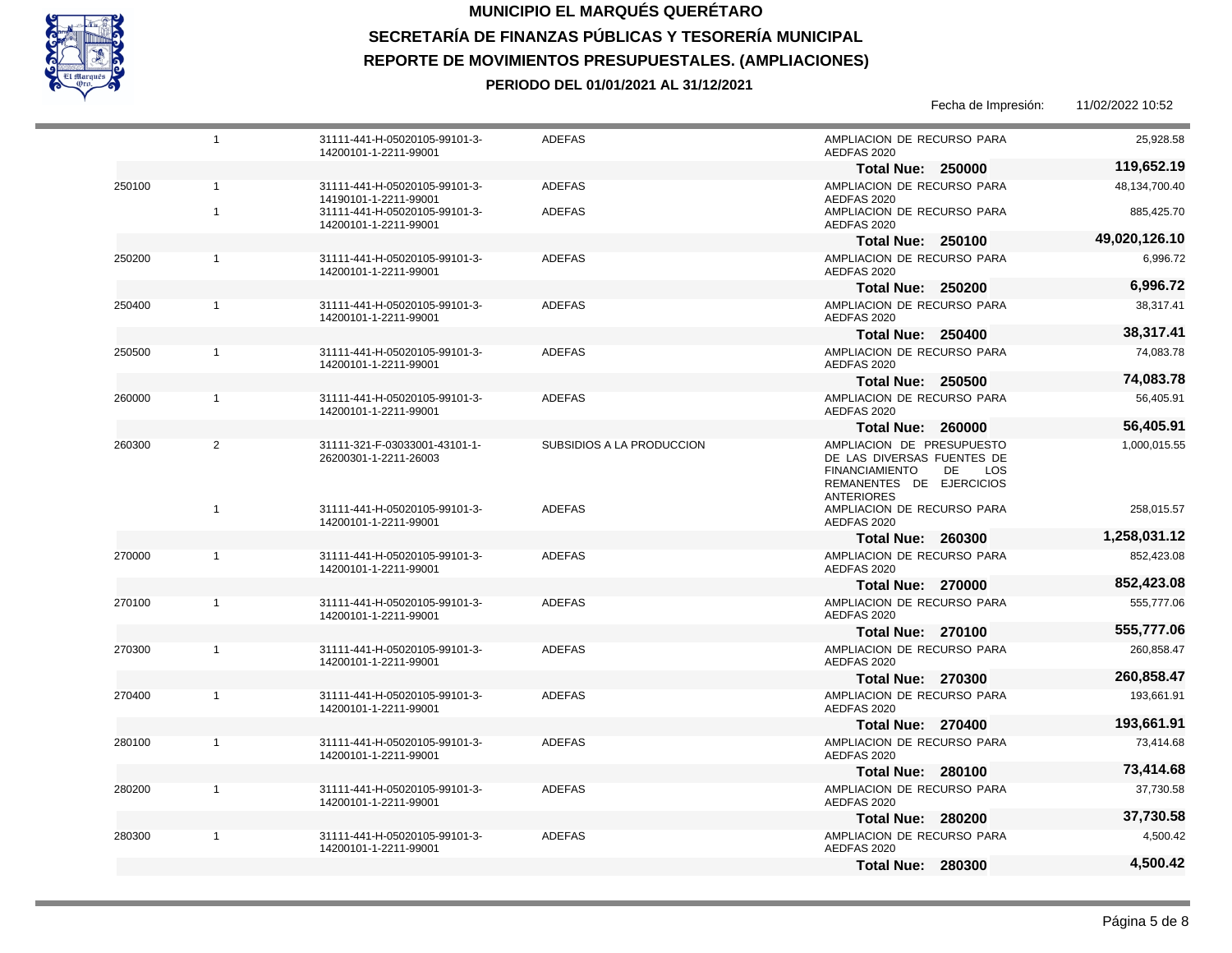# MUNICIPIO EL MARQUÉS QUERÉTARO

## SECRETARÍA DE FINANZAS PÚBLICAS Y TESORERÍA MUNICIPAL

## REPORTE DE MOVIMIENTOS PRESUPUESTALES. (AMPLIACIONES)

### PERIODO DEL 01/01/2021 AL 31/12/2021

Fecha de Impresión: 11/02/2022 10:52

| | | | | | |
|---|---|---|---|---|---|
| | 1 | 31111-441-H-05020105-99101-3-14200101-1-2211-99001 | ADEFAS | AMPLIACION DE RECURSO PARA AEDFAS 2020 | 25,928.58 |
| | | | | **Total Nue: 250000** | **119,652.19** |
| 250100 | 1 | 31111-441-H-05020105-99101-3-14190101-1-2211-99001 | ADEFAS | AMPLIACION DE RECURSO PARA AEDFAS 2020 | 48,134,700.40 |
| | 1 | 31111-441-H-05020105-99101-3-14200101-1-2211-99001 | ADEFAS | AMPLIACION DE RECURSO PARA AEDFAS 2020 | 885,425.70 |
| | | | | **Total Nue: 250100** | **49,020,126.10** |
| 250200 | 1 | 31111-441-H-05020105-99101-3-14200101-1-2211-99001 | ADEFAS | AMPLIACION DE RECURSO PARA AEDFAS 2020 | 6,996.72 |
| | | | | **Total Nue: 250200** | **6,996.72** |
| 250400 | 1 | 31111-441-H-05020105-99101-3-14200101-1-2211-99001 | ADEFAS | AMPLIACION DE RECURSO PARA AEDFAS 2020 | 38,317.41 |
| | | | | **Total Nue: 250400** | **38,317.41** |
| 250500 | 1 | 31111-441-H-05020105-99101-3-14200101-1-2211-99001 | ADEFAS | AMPLIACION DE RECURSO PARA AEDFAS 2020 | 74,083.78 |
| | | | | **Total Nue: 250500** | **74,083.78** |
| 260000 | 1 | 31111-441-H-05020105-99101-3-14200101-1-2211-99001 | ADEFAS | AMPLIACION DE RECURSO PARA AEDFAS 2020 | 56,405.91 |
| | | | | **Total Nue: 260000** | **56,405.91** |
| 260300 | 2 | 31111-321-F-03033001-43101-1-26200301-1-2211-26003 | SUBSIDIOS A LA PRODUCCION | AMPLIACION DE PRESUPUESTO DE LAS DIVERSAS FUENTES DE FINANCIAMIENTO DE LOS REMANENTES DE EJERCICIOS ANTERIORES | 1,000,015.55 |
| | 1 | 31111-441-H-05020105-99101-3-14200101-1-2211-99001 | ADEFAS | AMPLIACION DE RECURSO PARA AEDFAS 2020 | 258,015.57 |
| | | | | **Total Nue: 260300** | **1,258,031.12** |
| 270000 | 1 | 31111-441-H-05020105-99101-3-14200101-1-2211-99001 | ADEFAS | AMPLIACION DE RECURSO PARA AEDFAS 2020 | 852,423.08 |
| | | | | **Total Nue: 270000** | **852,423.08** |
| 270100 | 1 | 31111-441-H-05020105-99101-3-14200101-1-2211-99001 | ADEFAS | AMPLIACION DE RECURSO PARA AEDFAS 2020 | 555,777.06 |
| | | | | **Total Nue: 270100** | **555,777.06** |
| 270300 | 1 | 31111-441-H-05020105-99101-3-14200101-1-2211-99001 | ADEFAS | AMPLIACION DE RECURSO PARA AEDFAS 2020 | 260,858.47 |
| | | | | **Total Nue: 270300** | **260,858.47** |
| 270400 | 1 | 31111-441-H-05020105-99101-3-14200101-1-2211-99001 | ADEFAS | AMPLIACION DE RECURSO PARA AEDFAS 2020 | 193,661.91 |
| | | | | **Total Nue: 270400** | **193,661.91** |
| 280100 | 1 | 31111-441-H-05020105-99101-3-14200101-1-2211-99001 | ADEFAS | AMPLIACION DE RECURSO PARA AEDFAS 2020 | 73,414.68 |
| | | | | **Total Nue: 280100** | **73,414.68** |
| 280200 | 1 | 31111-441-H-05020105-99101-3-14200101-1-2211-99001 | ADEFAS | AMPLIACION DE RECURSO PARA AEDFAS 2020 | 37,730.58 |
| | | | | **Total Nue: 280200** | **37,730.58** |
| 280300 | 1 | 31111-441-H-05020105-99101-3-14200101-1-2211-99001 | ADEFAS | AMPLIACION DE RECURSO PARA AEDFAS 2020 | 4,500.42 |
| | | | | **Total Nue: 280300** | **4,500.42** |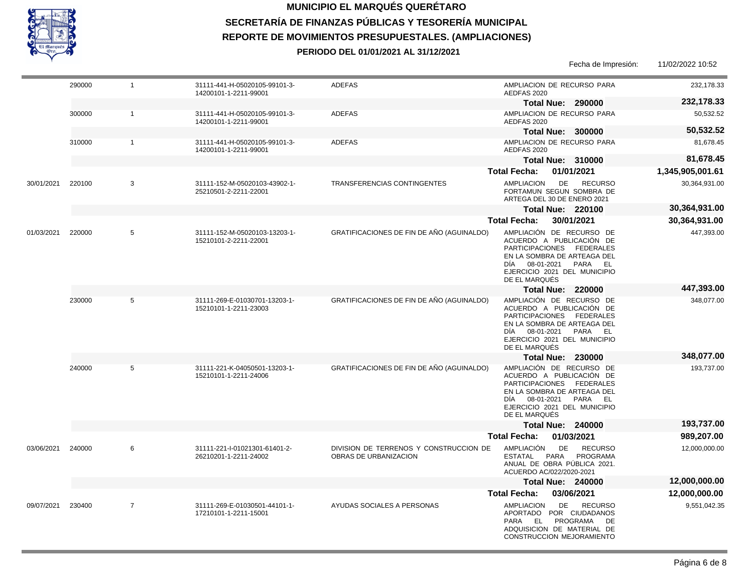# MUNICIPIO EL MARQUÉS QUERÉTARO

## SECRETARÍA DE FINANZAS PÚBLICAS Y TESORERÍA MUNICIPAL

## REPORTE DE MOVIMIENTOS PRESUPUESTALES. (AMPLIACIONES)

**PERIODO DEL 01/01/2021 AL 31/12/2021**

Fecha de Impresión: 11/02/2022 10:52

| Fecha | Nue | No. | Clave Presupuestal | Descripción | Concepto | Importe |
|---|---|---|---|---|---|---|
| | 290000 | 1 | 31111-441-H-05020105-99101-3-14200101-1-2211-99001 | ADEFAS | AMPLIACION DE RECURSO PARA AEDFAS 2020 | 232,178.33 |
| | | | | | **Total Nue: 290000** | **232,178.33** |
| | 300000 | 1 | 31111-441-H-05020105-99101-3-14200101-1-2211-99001 | ADEFAS | AMPLIACION DE RECURSO PARA AEDFAS 2020 | 50,532.52 |
| | | | | | **Total Nue: 300000** | **50,532.52** |
| | 310000 | 1 | 31111-441-H-05020105-99101-3-14200101-1-2211-99001 | ADEFAS | AMPLIACION DE RECURSO PARA AEDFAS 2020 | 81,678.45 |
| | | | | | **Total Nue: 310000** | **81,678.45** |
| | | | | | **Total Fecha: 01/01/2021** | **1,345,905,001.61** |
| 30/01/2021 | 220100 | 3 | 31111-152-M-05020103-43902-1-25210501-2-2211-22001 | TRANSFERENCIAS CONTINGENTES | AMPLIACION DE RECURSO FORTAMUN SEGUN SOMBRA DE ARTEGA DEL 30 DE ENERO 2021 | 30,364,931.00 |
| | | | | | **Total Nue: 220100** | **30,364,931.00** |
| | | | | | **Total Fecha: 30/01/2021** | **30,364,931.00** |
| 01/03/2021 | 220000 | 5 | 31111-152-M-05020103-13203-1-15210101-2-2211-22001 | GRATIFICACIONES DE FIN DE AÑO (AGUINALDO) | AMPLIACIÓN DE RECURSO DE ACUERDO A PUBLICACIÓN DE PARTICIPACIONES FEDERALES EN LA SOMBRA DE ARTEAGA DEL DÍA 08-01-2021 PARA EL EJERCICIO 2021 DEL MUNICIPIO DE EL MARQUÉS | 447,393.00 |
| | | | | | **Total Nue: 220000** | **447,393.00** |
| | 230000 | 5 | 31111-269-E-01030701-13203-1-15210101-1-2211-23003 | GRATIFICACIONES DE FIN DE AÑO (AGUINALDO) | AMPLIACIÓN DE RECURSO DE ACUERDO A PUBLICACIÓN DE PARTICIPACIONES FEDERALES EN LA SOMBRA DE ARTEAGA DEL DÍA 08-01-2021 PARA EL EJERCICIO 2021 DEL MUNICIPIO DE EL MARQUÉS | 348,077.00 |
| | | | | | **Total Nue: 230000** | **348,077.00** |
| | 240000 | 5 | 31111-221-K-04050501-13203-1-15210101-1-2211-24006 | GRATIFICACIONES DE FIN DE AÑO (AGUINALDO) | AMPLIACIÓN DE RECURSO DE ACUERDO A PUBLICACIÓN DE PARTICIPACIONES FEDERALES EN LA SOMBRA DE ARTEAGA DEL DÍA 08-01-2021 PARA EL EJERCICIO 2021 DEL MUNICIPIO DE EL MARQUÉS | 193,737.00 |
| | | | | | **Total Nue: 240000** | **193,737.00** |
| | | | | | **Total Fecha: 01/03/2021** | **989,207.00** |
| 03/06/2021 | 240000 | 6 | 31111-221-I-01021301-61401-2-26210201-1-2211-24002 | DIVISION DE TERRENOS Y CONSTRUCCION DE OBRAS DE URBANIZACION | AMPLIACIÓN DE RECURSO ESTATAL PARA PROGRAMA ANUAL DE OBRA PÚBLICA 2021. ACUERDO AC/022/2020-2021 | 12,000,000.00 |
| | | | | | **Total Nue: 240000** | **12,000,000.00** |
| | | | | | **Total Fecha: 03/06/2021** | **12,000,000.00** |
| 09/07/2021 | 230400 | 7 | 31111-269-E-01030501-44101-1-17210101-1-2211-15001 | AYUDAS SOCIALES A PERSONAS | AMPLIACION DE RECURSO APORTADO POR CIUDADANOS PARA EL PROGRAMA DE ADQUISICION DE MATERIAL DE CONSTRUCCION MEJORAMIENTO | 9,551,042.35 |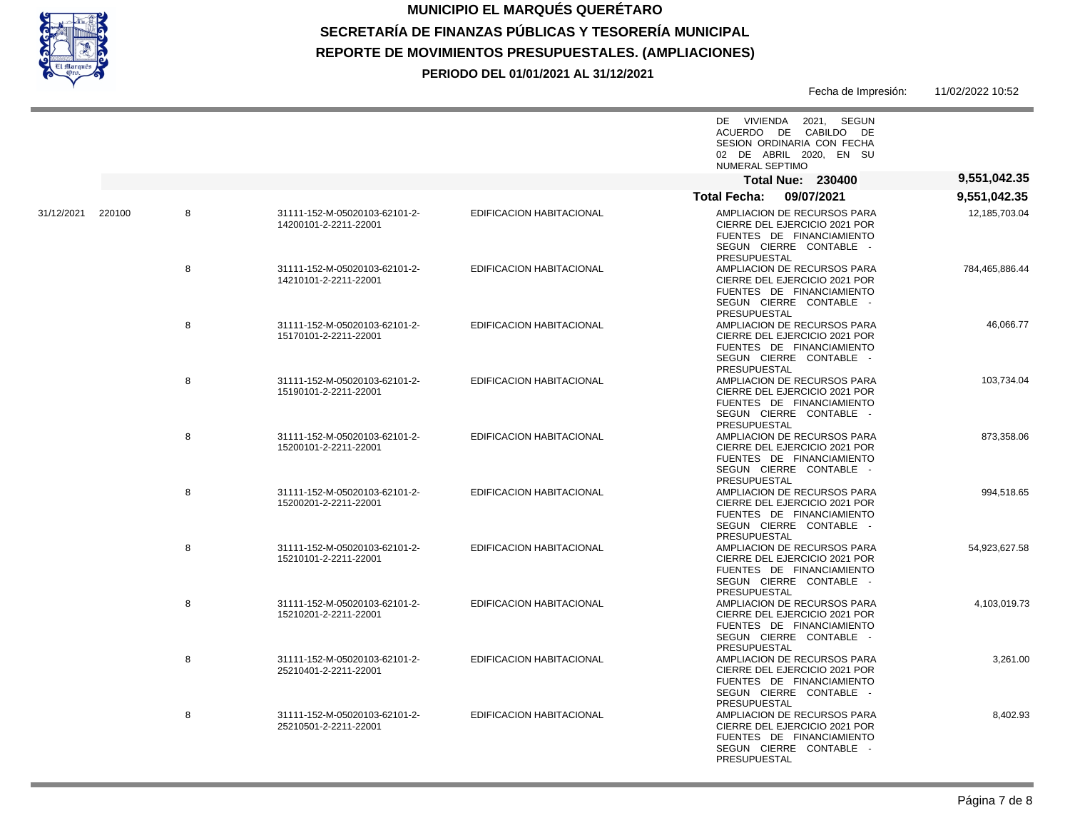# MUNICIPIO EL MARQUÉS QUERÉTARO

## SECRETARÍA DE FINANZAS PÚBLICAS Y TESORERÍA MUNICIPAL

## REPORTE DE MOVIMIENTOS PRESUPUESTALES. (AMPLIACIONES)

**PERIODO DEL 01/01/2021 AL 31/12/2021**

Fecha de Impresión: 11/02/2022 10:52

| Fecha | Nue | | Cuenta | Descripción | Concepto | Importe |
|---|---|---|---|---|---|---|
| | | | | | DE VIVIENDA 2021, SEGUN ACUERDO DE CABILDO DE SESION ORDINARIA CON FECHA 02 DE ABRIL 2020, EN SU NUMERAL SEPTIMO | |
| | | | | | **Total Nue: 230400** | **9,551,042.35** |
| | | | | | **Total Fecha: 09/07/2021** | **9,551,042.35** |
| 31/12/2021 | 220100 | 8 | 31111-152-M-05020103-62101-2-14200101-2-2211-22001 | EDIFICACION HABITACIONAL | AMPLIACION DE RECURSOS PARA CIERRE DEL EJERCICIO 2021 POR FUENTES DE FINANCIAMIENTO SEGUN CIERRE CONTABLE - PRESUPUESTAL | 12,185,703.04 |
| | | 8 | 31111-152-M-05020103-62101-2-14210101-2-2211-22001 | EDIFICACION HABITACIONAL | AMPLIACION DE RECURSOS PARA CIERRE DEL EJERCICIO 2021 POR FUENTES DE FINANCIAMIENTO SEGUN CIERRE CONTABLE - PRESUPUESTAL | 784,465,886.44 |
| | | 8 | 31111-152-M-05020103-62101-2-15170101-2-2211-22001 | EDIFICACION HABITACIONAL | AMPLIACION DE RECURSOS PARA CIERRE DEL EJERCICIO 2021 POR FUENTES DE FINANCIAMIENTO SEGUN CIERRE CONTABLE - PRESUPUESTAL | 46,066.77 |
| | | 8 | 31111-152-M-05020103-62101-2-15190101-2-2211-22001 | EDIFICACION HABITACIONAL | AMPLIACION DE RECURSOS PARA CIERRE DEL EJERCICIO 2021 POR FUENTES DE FINANCIAMIENTO SEGUN CIERRE CONTABLE - PRESUPUESTAL | 103,734.04 |
| | | 8 | 31111-152-M-05020103-62101-2-15200101-2-2211-22001 | EDIFICACION HABITACIONAL | AMPLIACION DE RECURSOS PARA CIERRE DEL EJERCICIO 2021 POR FUENTES DE FINANCIAMIENTO SEGUN CIERRE CONTABLE - PRESUPUESTAL | 873,358.06 |
| | | 8 | 31111-152-M-05020103-62101-2-15200201-2-2211-22001 | EDIFICACION HABITACIONAL | AMPLIACION DE RECURSOS PARA CIERRE DEL EJERCICIO 2021 POR FUENTES DE FINANCIAMIENTO SEGUN CIERRE CONTABLE - PRESUPUESTAL | 994,518.65 |
| | | 8 | 31111-152-M-05020103-62101-2-15210101-2-2211-22001 | EDIFICACION HABITACIONAL | AMPLIACION DE RECURSOS PARA CIERRE DEL EJERCICIO 2021 POR FUENTES DE FINANCIAMIENTO SEGUN CIERRE CONTABLE - PRESUPUESTAL | 54,923,627.58 |
| | | 8 | 31111-152-M-05020103-62101-2-15210201-2-2211-22001 | EDIFICACION HABITACIONAL | AMPLIACION DE RECURSOS PARA CIERRE DEL EJERCICIO 2021 POR FUENTES DE FINANCIAMIENTO SEGUN CIERRE CONTABLE - PRESUPUESTAL | 4,103,019.73 |
| | | 8 | 31111-152-M-05020103-62101-2-25210401-2-2211-22001 | EDIFICACION HABITACIONAL | AMPLIACION DE RECURSOS PARA CIERRE DEL EJERCICIO 2021 POR FUENTES DE FINANCIAMIENTO SEGUN CIERRE CONTABLE - PRESUPUESTAL | 3,261.00 |
| | | 8 | 31111-152-M-05020103-62101-2-25210501-2-2211-22001 | EDIFICACION HABITACIONAL | AMPLIACION DE RECURSOS PARA CIERRE DEL EJERCICIO 2021 POR FUENTES DE FINANCIAMIENTO SEGUN CIERRE CONTABLE - PRESUPUESTAL | 8,402.93 |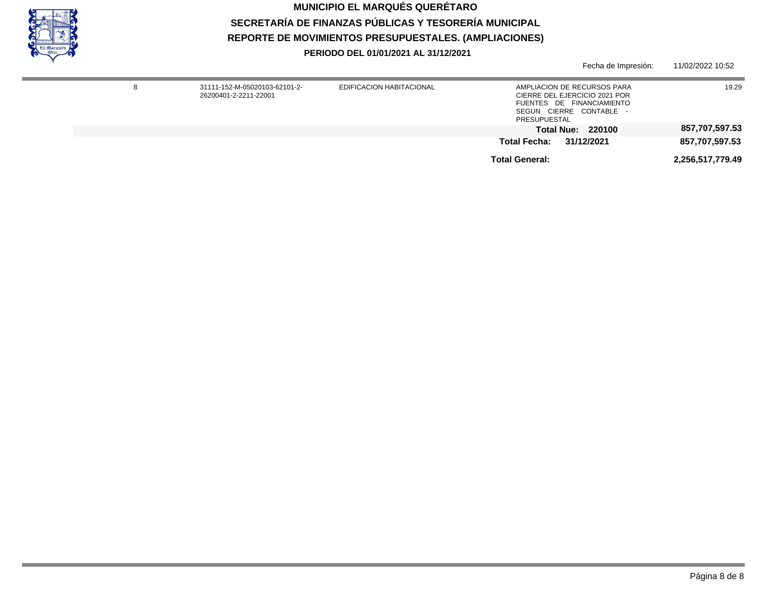# MUNICIPIO EL MARQUÉS QUERÉTARO

## SECRETARÍA DE FINANZAS PÚBLICAS Y TESORERÍA MUNICIPAL

## REPORTE DE MOVIMIENTOS PRESUPUESTALES. (AMPLIACIONES)

### PERIODO DEL 01/01/2021 AL 31/12/2021

Fecha de Impresión: 11/02/2022 10:52

| | | | | |
|---|---|---|---|---|
| 8 | 31111-152-M-05020103-62101-2-26200401-2-2211-22001 | EDIFICACION HABITACIONAL | AMPLIACION DE RECURSOS PARA CIERRE DEL EJERCICIO 2021 POR FUENTES DE FINANCIAMIENTO SEGUN CIERRE CONTABLE - PRESUPUESTAL | 19.29 |
| | | | **Total Nue: 220100** | **857,707,597.53** |
| | | | **Total Fecha: 31/12/2021** | **857,707,597.53** |
| | | | **Total General:** | **2,256,517,779.49** |